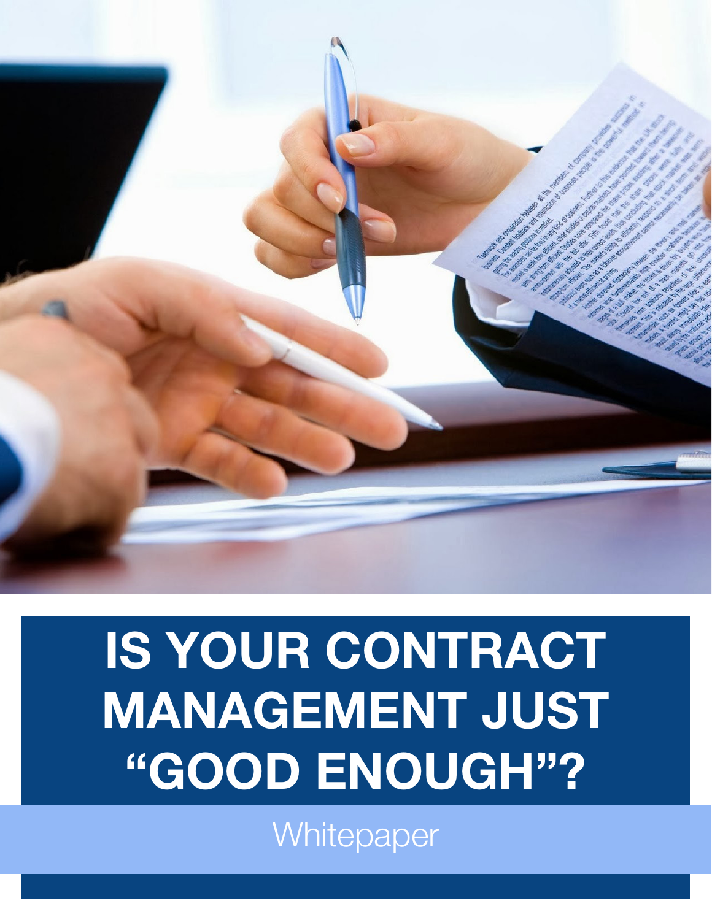# IS YOUR CONTRACT MANAGEMENT JUST "GOOD ENOUGH"?

Whitepaper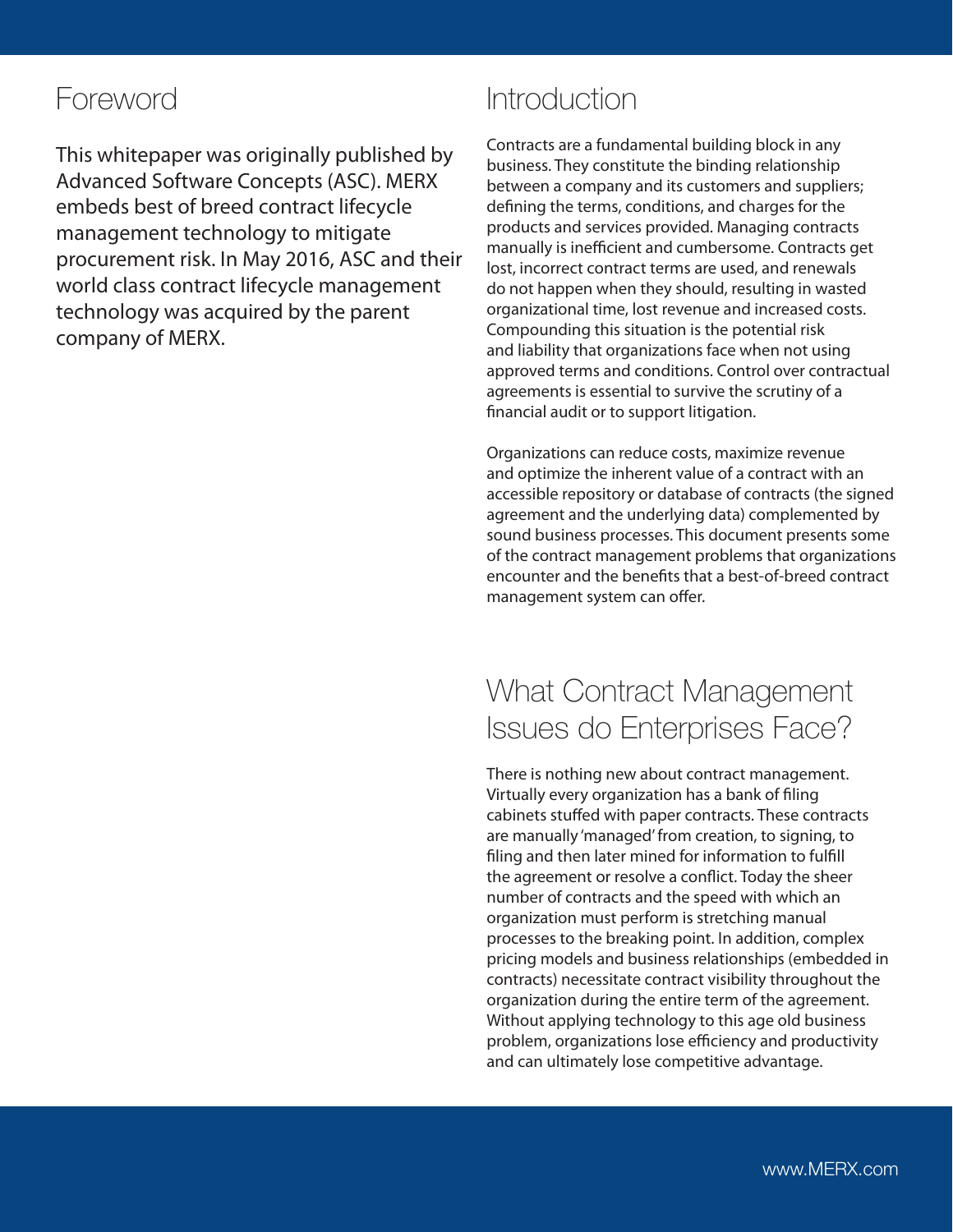## Foreword

This whitepaper was originally published by Advanced Software Concepts (ASC). MERX embeds best of breed contract lifecycle management technology to mitigate procurement risk. In May 2016, ASC and their world class contract lifecycle management technology was acquired by the parent company of MERX.

## Introduction

Contracts are a fundamental building block in any business. They constitute the binding relationship between a company and its customers and suppliers; defining the terms, conditions, and charges for the products and services provided. Managing contracts manually is inefficient and cumbersome. Contracts get lost, incorrect contract terms are used, and renewals do not happen when they should, resulting in wasted organizational time, lost revenue and increased costs. Compounding this situation is the potential risk and liability that organizations face when not using approved terms and conditions. Control over contractual agreements is essential to survive the scrutiny of a financial audit or to support litigation.

Organizations can reduce costs, maximize revenue and optimize the inherent value of a contract with an accessible repository or database of contracts (the signed agreement and the underlying data) complemented by sound business processes. This document presents some of the contract management problems that organizations encounter and the benefits that a best-of-breed contract management system can offer.

## What Contract Management Issues do Enterprises Face?

There is nothing new about contract management. Virtually every organization has a bank of filing cabinets stuffed with paper contracts. These contracts are manually 'managed' from creation, to signing, to filing and then later mined for information to fulfill the agreement or resolve a conflict. Today the sheer number of contracts and the speed with which an organization must perform is stretching manual processes to the breaking point. In addition, complex pricing models and business relationships (embedded in contracts) necessitate contract visibility throughout the organization during the entire term of the agreement. Without applying technology to this age old business problem, organizations lose efficiency and productivity and can ultimately lose competitive advantage.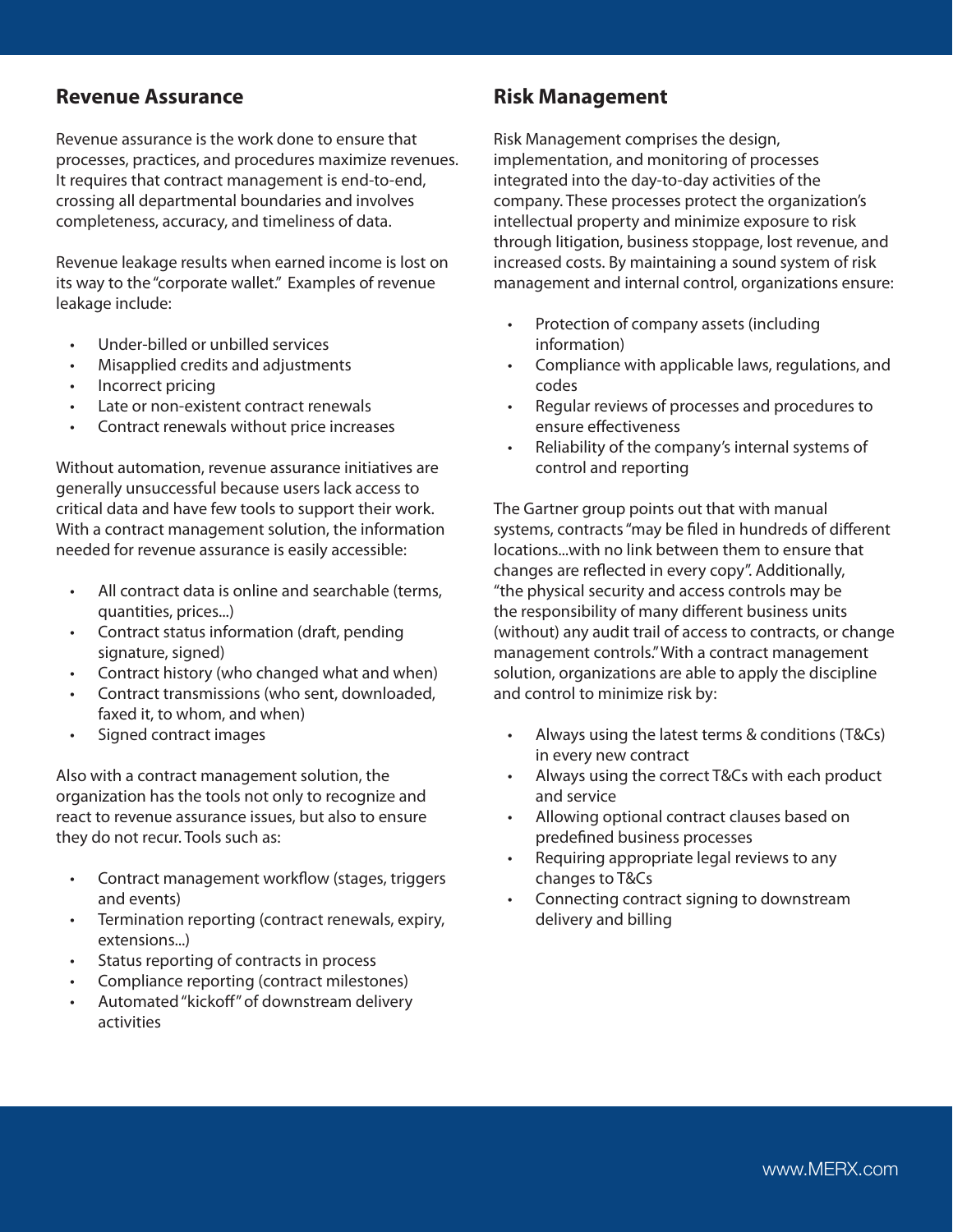## Revenue Assurance

Revenue assurance is the work done to ensure that processes, practices, and procedures maximize revenues. It requires that contract management is end-to-end, crossing all departmental boundaries and involves completeness, accuracy, and timeliness of data.

Revenue leakage results when earned income is lost on its way to the "corporate wallet." Examples of revenue leakage include:

- Under-billed or unbilled services
- Misapplied credits and adjustments
- Incorrect pricing
- Late or non-existent contract renewals
- Contract renewals without price increases

Without automation, revenue assurance initiatives are generally unsuccessful because users lack access to critical data and have few tools to support their work. With a contract management solution, the information needed for revenue assurance is easily accessible:

- All contract data is online and searchable (terms, quantities, prices...)
- Contract status information (draft, pending signature, signed)
- Contract history (who changed what and when)
- Contract transmissions (who sent, downloaded, faxed it, to whom, and when)
- Signed contract images

Also with a contract management solution, the organization has the tools not only to recognize and react to revenue assurance issues, but also to ensure they do not recur. Tools such as:

- Contract management workflow (stages, triggers and events)
- Termination reporting (contract renewals, expiry, extensions...)
- Status reporting of contracts in process
- Compliance reporting (contract milestones)
- Automated "kickoff" of downstream delivery activities

## Risk Management

Risk Management comprises the design, implementation, and monitoring of processes integrated into the day-to-day activities of the company. These processes protect the organization's intellectual property and minimize exposure to risk through litigation, business stoppage, lost revenue, and increased costs. By maintaining a sound system of risk management and internal control, organizations ensure:

- Protection of company assets (including information)
- Compliance with applicable laws, regulations, and codes
- Regular reviews of processes and procedures to ensure effectiveness
- Reliability of the company's internal systems of control and reporting

The Gartner group points out that with manual systems, contracts "may be filed in hundreds of different locations...with no link between them to ensure that changes are reflected in every copy". Additionally, "the physical security and access controls may be the responsibility of many different business units (without) any audit trail of access to contracts, or change management controls." With a contract management solution, organizations are able to apply the discipline and control to minimize risk by:

- Always using the latest terms & conditions (T&Cs) in every new contract
- Always using the correct T&Cs with each product and service
- Allowing optional contract clauses based on predefined business processes
- Requiring appropriate legal reviews to any changes to T&Cs
- Connecting contract signing to downstream delivery and billing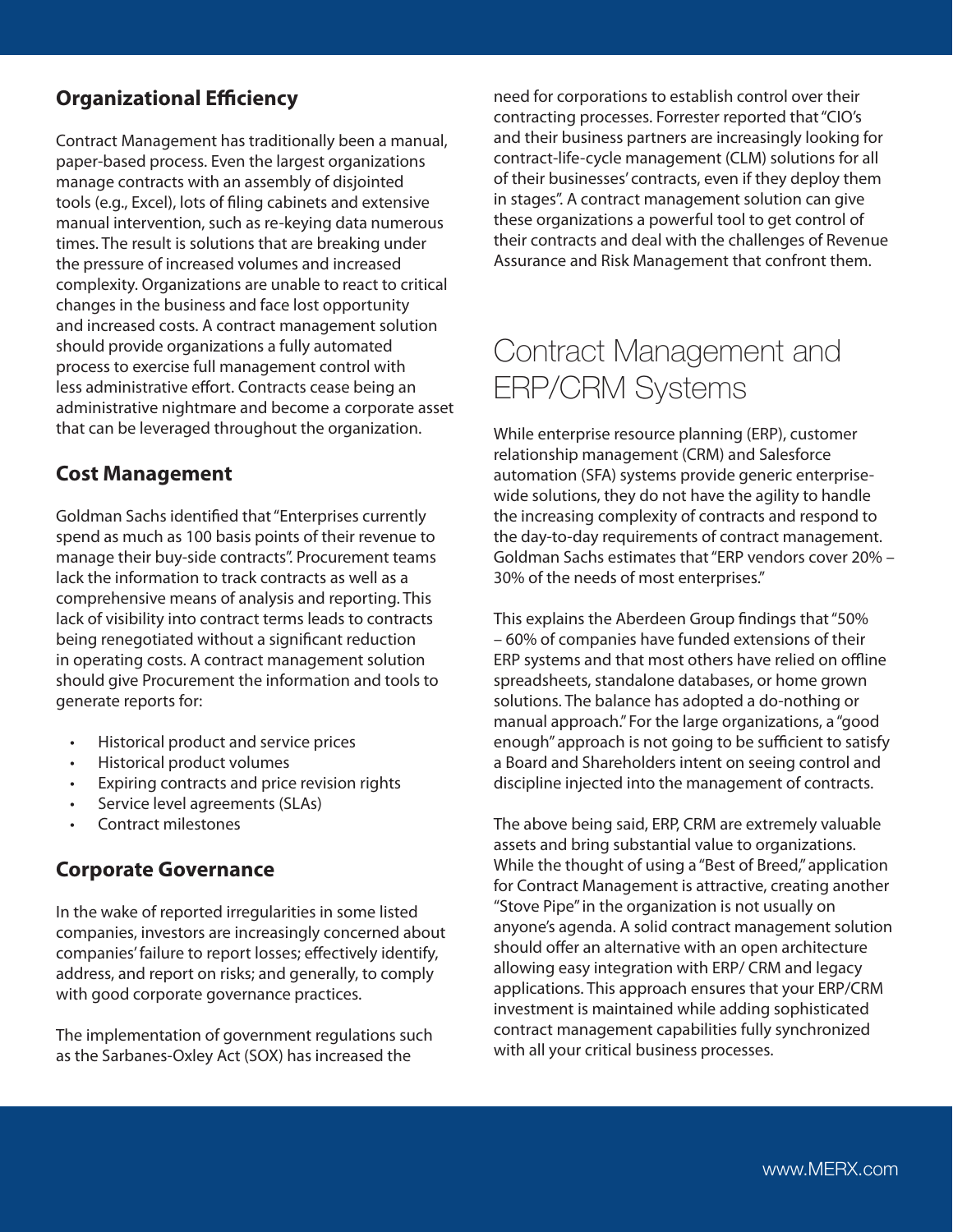## Organizational Efficiency

Contract Management has traditionally been a manual, paper-based process. Even the largest organizations manage contracts with an assembly of disjointed tools (e.g., Excel), lots of filing cabinets and extensive manual intervention, such as re-keying data numerous times. The result is solutions that are breaking under the pressure of increased volumes and increased complexity. Organizations are unable to react to critical changes in the business and face lost opportunity and increased costs. A contract management solution should provide organizations a fully automated process to exercise full management control with less administrative effort. Contracts cease being an administrative nightmare and become a corporate asset that can be leveraged throughout the organization.

## Cost Management

Goldman Sachs identified that "Enterprises currently spend as much as 100 basis points of their revenue to manage their buy-side contracts". Procurement teams lack the information to track contracts as well as a comprehensive means of analysis and reporting. This lack of visibility into contract terms leads to contracts being renegotiated without a significant reduction in operating costs. A contract management solution should give Procurement the information and tools to generate reports for:

- Historical product and service prices
- Historical product volumes
- Expiring contracts and price revision rights
- Service level agreements (SLAs)
- Contract milestones

## Corporate Governance

In the wake of reported irregularities in some listed companies, investors are increasingly concerned about companies' failure to report losses; effectively identify, address, and report on risks; and generally, to comply with good corporate governance practices.

The implementation of government regulations such as the Sarbanes-Oxley Act (SOX) has increased the need for corporations to establish control over their contracting processes. Forrester reported that "CIO's and their business partners are increasingly looking for contract-life-cycle management (CLM) solutions for all of their businesses' contracts, even if they deploy them in stages". A contract management solution can give these organizations a powerful tool to get control of their contracts and deal with the challenges of Revenue Assurance and Risk Management that confront them.

# Contract Management and ERP/CRM Systems

While enterprise resource planning (ERP), customer relationship management (CRM) and Salesforce automation (SFA) systems provide generic enterprise-wide solutions, they do not have the agility to handle the increasing complexity of contracts and respond to the day-to-day requirements of contract management. Goldman Sachs estimates that "ERP vendors cover 20% – 30% of the needs of most enterprises."

This explains the Aberdeen Group findings that "50% – 60% of companies have funded extensions of their ERP systems and that most others have relied on offline spreadsheets, standalone databases, or home grown solutions. The balance has adopted a do-nothing or manual approach." For the large organizations, a "good enough" approach is not going to be sufficient to satisfy a Board and Shareholders intent on seeing control and discipline injected into the management of contracts.

The above being said, ERP, CRM are extremely valuable assets and bring substantial value to organizations. While the thought of using a "Best of Breed," application for Contract Management is attractive, creating another "Stove Pipe" in the organization is not usually on anyone's agenda. A solid contract management solution should offer an alternative with an open architecture allowing easy integration with ERP/ CRM and legacy applications. This approach ensures that your ERP/CRM investment is maintained while adding sophisticated contract management capabilities fully synchronized with all your critical business processes.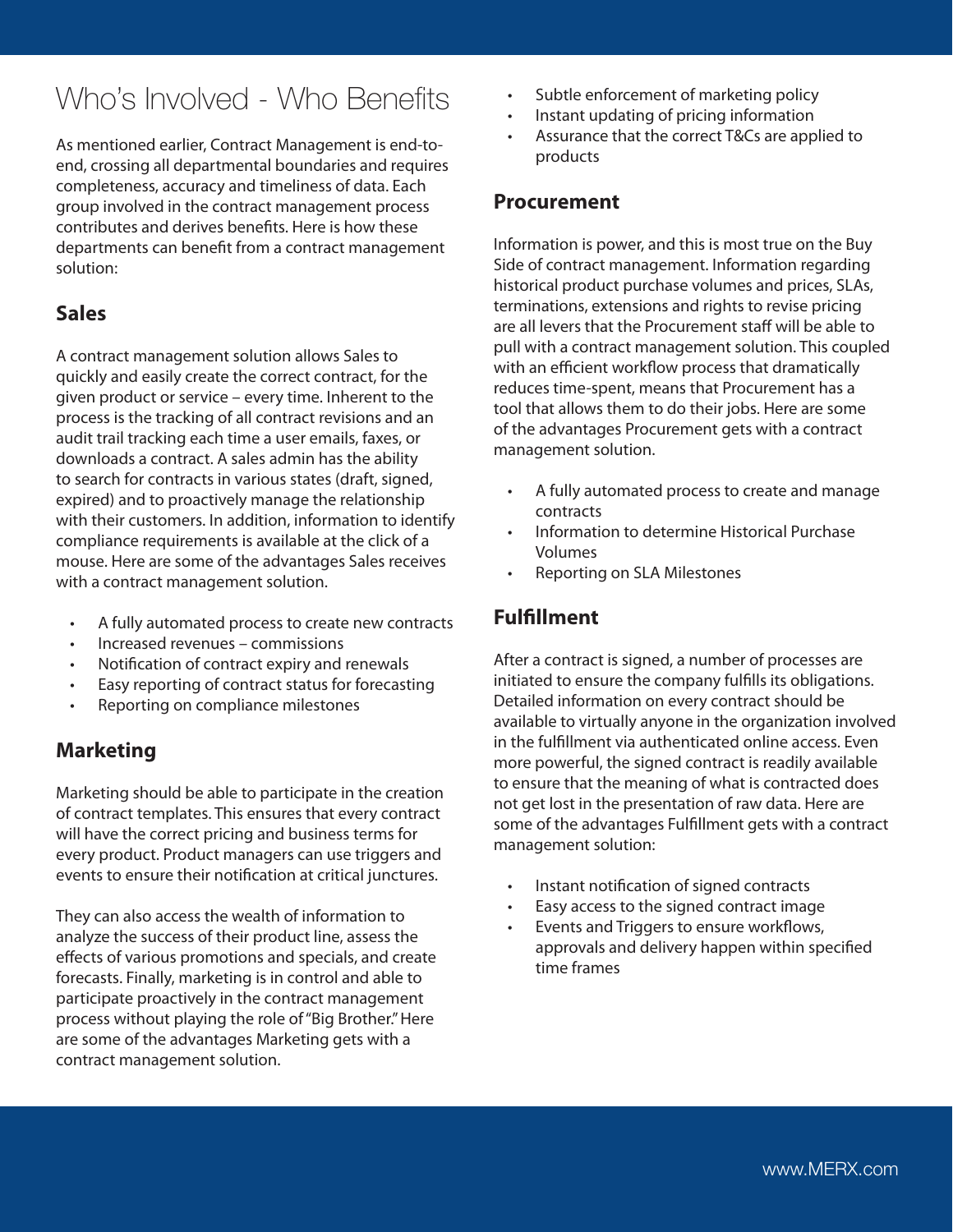# Who's Involved - Who Benefits

As mentioned earlier, Contract Management is end-to-end, crossing all departmental boundaries and requires completeness, accuracy and timeliness of data. Each group involved in the contract management process contributes and derives benefits. Here is how these departments can benefit from a contract management solution:

## Sales

A contract management solution allows Sales to quickly and easily create the correct contract, for the given product or service – every time. Inherent to the process is the tracking of all contract revisions and an audit trail tracking each time a user emails, faxes, or downloads a contract. A sales admin has the ability to search for contracts in various states (draft, signed, expired) and to proactively manage the relationship with their customers. In addition, information to identify compliance requirements is available at the click of a mouse. Here are some of the advantages Sales receives with a contract management solution.

- A fully automated process to create new contracts
- Increased revenues – commissions
- Notification of contract expiry and renewals
- Easy reporting of contract status for forecasting
- Reporting on compliance milestones

## Marketing

Marketing should be able to participate in the creation of contract templates. This ensures that every contract will have the correct pricing and business terms for every product. Product managers can use triggers and events to ensure their notification at critical junctures.

They can also access the wealth of information to analyze the success of their product line, assess the effects of various promotions and specials, and create forecasts. Finally, marketing is in control and able to participate proactively in the contract management process without playing the role of "Big Brother." Here are some of the advantages Marketing gets with a contract management solution.

- Subtle enforcement of marketing policy
- Instant updating of pricing information
- Assurance that the correct T&Cs are applied to products

## Procurement

Information is power, and this is most true on the Buy Side of contract management. Information regarding historical product purchase volumes and prices, SLAs, terminations, extensions and rights to revise pricing are all levers that the Procurement staff will be able to pull with a contract management solution. This coupled with an efficient workflow process that dramatically reduces time-spent, means that Procurement has a tool that allows them to do their jobs. Here are some of the advantages Procurement gets with a contract management solution.

- A fully automated process to create and manage contracts
- Information to determine Historical Purchase Volumes
- Reporting on SLA Milestones

## Fulfillment

After a contract is signed, a number of processes are initiated to ensure the company fulfills its obligations. Detailed information on every contract should be available to virtually anyone in the organization involved in the fulfillment via authenticated online access. Even more powerful, the signed contract is readily available to ensure that the meaning of what is contracted does not get lost in the presentation of raw data. Here are some of the advantages Fulfillment gets with a contract management solution:

- Instant notification of signed contracts
- Easy access to the signed contract image
- Events and Triggers to ensure workflows, approvals and delivery happen within specified time frames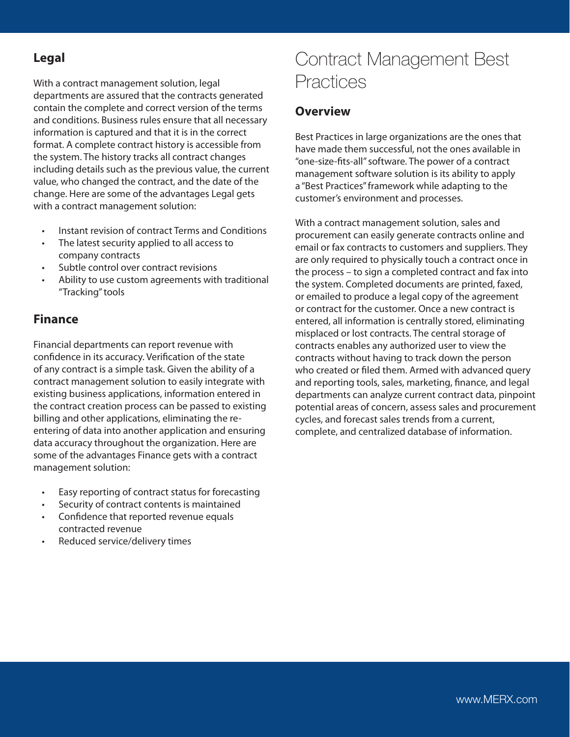## Legal

With a contract management solution, legal departments are assured that the contracts generated contain the complete and correct version of the terms and conditions. Business rules ensure that all necessary information is captured and that it is in the correct format. A complete contract history is accessible from the system. The history tracks all contract changes including details such as the previous value, the current value, who changed the contract, and the date of the change. Here are some of the advantages Legal gets with a contract management solution:

- Instant revision of contract Terms and Conditions
- The latest security applied to all access to company contracts
- Subtle control over contract revisions
- Ability to use custom agreements with traditional "Tracking" tools

## Finance

Financial departments can report revenue with confidence in its accuracy. Verification of the state of any contract is a simple task. Given the ability of a contract management solution to easily integrate with existing business applications, information entered in the contract creation process can be passed to existing billing and other applications, eliminating the re-entering of data into another application and ensuring data accuracy throughout the organization. Here are some of the advantages Finance gets with a contract management solution:

- Easy reporting of contract status for forecasting
- Security of contract contents is maintained
- Confidence that reported revenue equals contracted revenue
- Reduced service/delivery times

# Contract Management Best Practices

## Overview

Best Practices in large organizations are the ones that have made them successful, not the ones available in "one-size-fits-all" software. The power of a contract management software solution is its ability to apply a "Best Practices" framework while adapting to the customer's environment and processes.

With a contract management solution, sales and procurement can easily generate contracts online and email or fax contracts to customers and suppliers. They are only required to physically touch a contract once in the process – to sign a completed contract and fax into the system. Completed documents are printed, faxed, or emailed to produce a legal copy of the agreement or contract for the customer. Once a new contract is entered, all information is centrally stored, eliminating misplaced or lost contracts. The central storage of contracts enables any authorized user to view the contracts without having to track down the person who created or filed them. Armed with advanced query and reporting tools, sales, marketing, finance, and legal departments can analyze current contract data, pinpoint potential areas of concern, assess sales and procurement cycles, and forecast sales trends from a current, complete, and centralized database of information.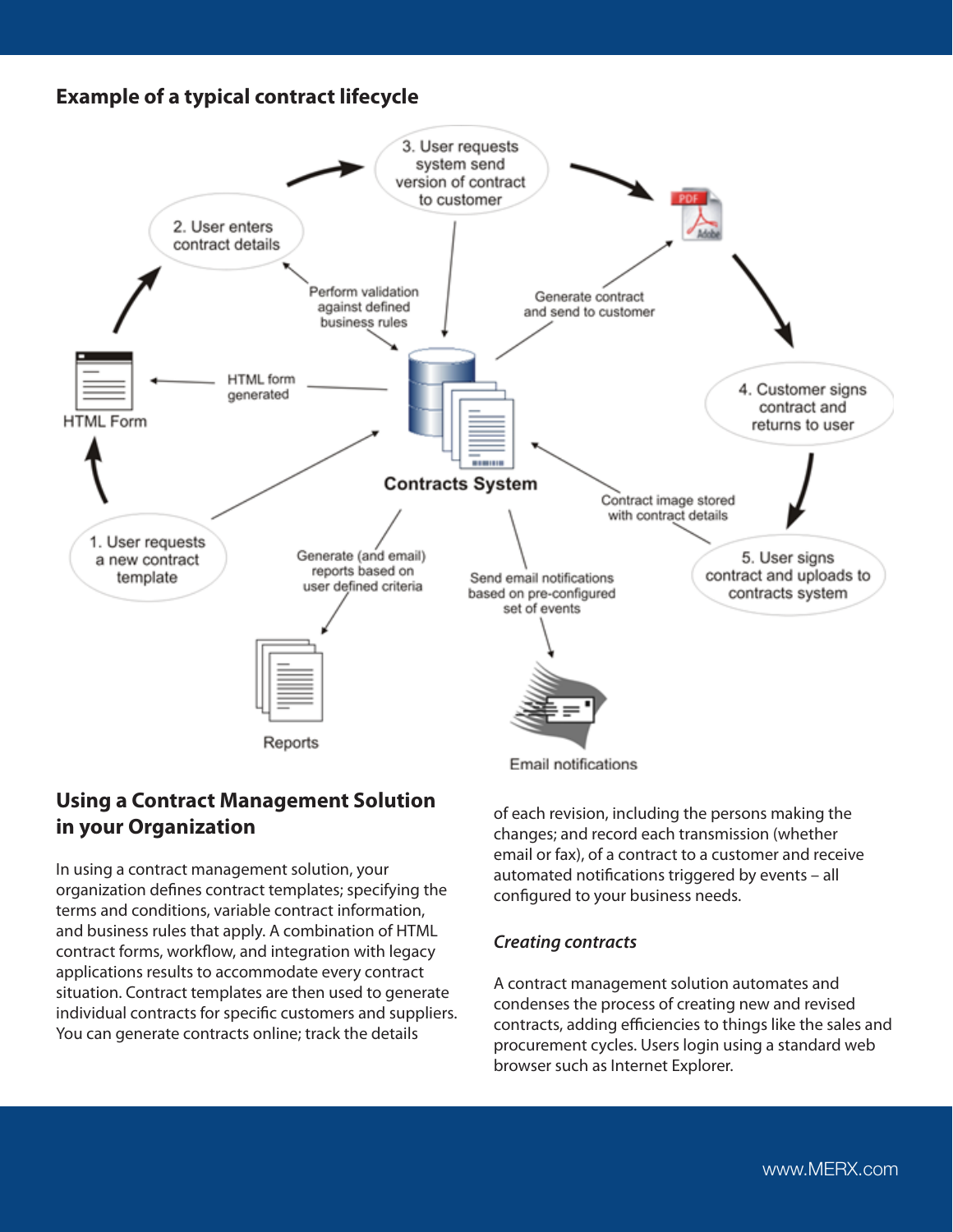## Example of a typical contract lifecycle

1. User requests a new contract template

2. User enters contract details

3. User requests system send version of contract to customer

4. Customer signs contract and returns to user

5. User signs contract and uploads to contracts system

HTML Form

HTML form generated

Perform validation against defined business rules

Generate contract and send to customer

Contracts System

Contract image stored with contract details

Generate (and email) reports based on user defined criteria

Send email notifications based on pre-configured set of events

Reports

Email notifications

## Using a Contract Management Solution in your Organization

In using a contract management solution, your organization defines contract templates; specifying the terms and conditions, variable contract information, and business rules that apply. A combination of HTML contract forms, workflow, and integration with legacy applications results to accommodate every contract situation. Contract templates are then used to generate individual contracts for specific customers and suppliers. You can generate contracts online; track the details of each revision, including the persons making the changes; and record each transmission (whether email or fax), of a contract to a customer and receive automated notifications triggered by events – all configured to your business needs.

### *Creating contracts*

A contract management solution automates and condenses the process of creating new and revised contracts, adding efficiencies to things like the sales and procurement cycles. Users login using a standard web browser such as Internet Explorer.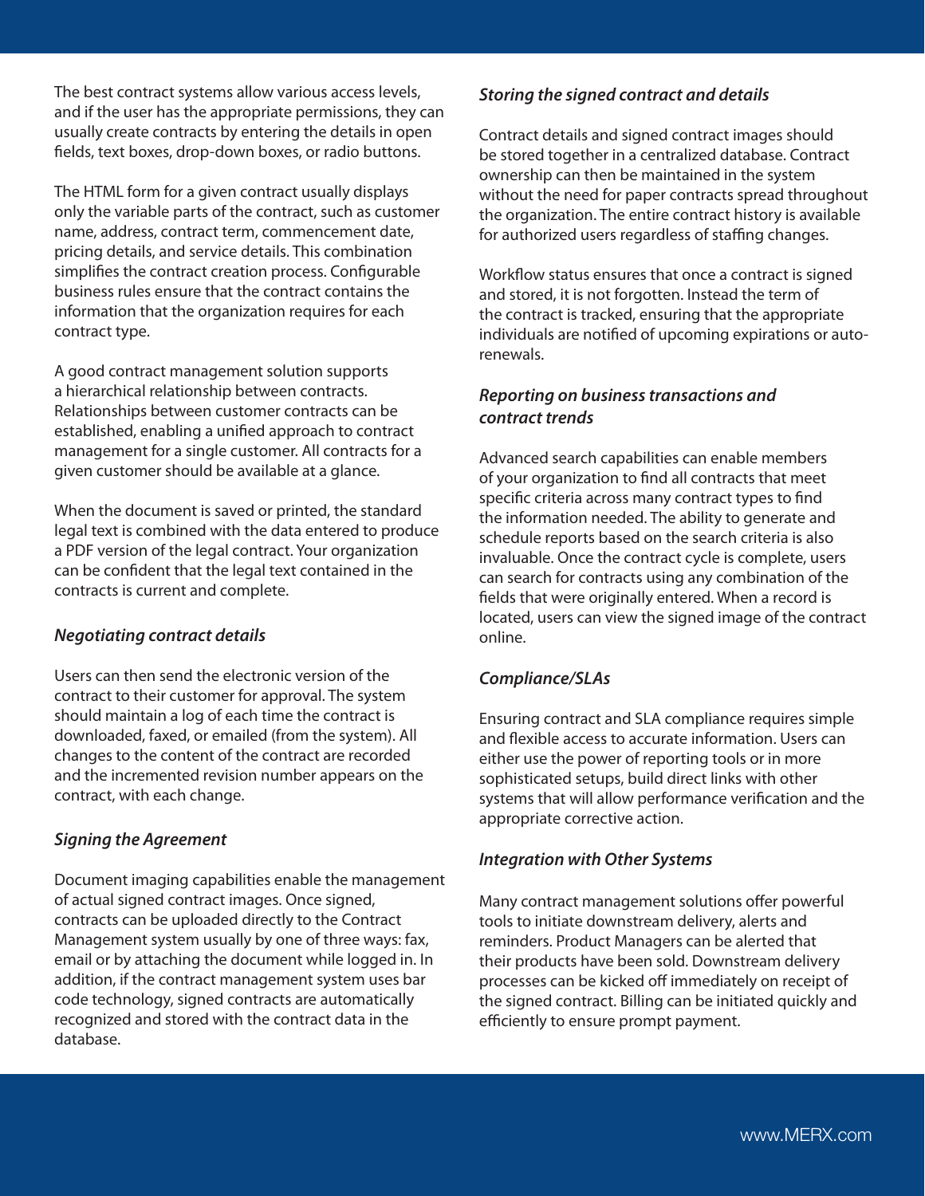The best contract systems allow various access levels, and if the user has the appropriate permissions, they can usually create contracts by entering the details in open fields, text boxes, drop-down boxes, or radio buttons.

The HTML form for a given contract usually displays only the variable parts of the contract, such as customer name, address, contract term, commencement date, pricing details, and service details. This combination simplifies the contract creation process. Configurable business rules ensure that the contract contains the information that the organization requires for each contract type.

A good contract management solution supports a hierarchical relationship between contracts. Relationships between customer contracts can be established, enabling a unified approach to contract management for a single customer. All contracts for a given customer should be available at a glance.

When the document is saved or printed, the standard legal text is combined with the data entered to produce a PDF version of the legal contract. Your organization can be confident that the legal text contained in the contracts is current and complete.

### *Negotiating contract details*

Users can then send the electronic version of the contract to their customer for approval. The system should maintain a log of each time the contract is downloaded, faxed, or emailed (from the system). All changes to the content of the contract are recorded and the incremented revision number appears on the contract, with each change.

### *Signing the Agreement*

Document imaging capabilities enable the management of actual signed contract images. Once signed, contracts can be uploaded directly to the Contract Management system usually by one of three ways: fax, email or by attaching the document while logged in. In addition, if the contract management system uses bar code technology, signed contracts are automatically recognized and stored with the contract data in the database.

### *Storing the signed contract and details*

Contract details and signed contract images should be stored together in a centralized database. Contract ownership can then be maintained in the system without the need for paper contracts spread throughout the organization. The entire contract history is available for authorized users regardless of staffing changes.

Workflow status ensures that once a contract is signed and stored, it is not forgotten. Instead the term of the contract is tracked, ensuring that the appropriate individuals are notified of upcoming expirations or auto-renewals.

### *Reporting on business transactions and contract trends*

Advanced search capabilities can enable members of your organization to find all contracts that meet specific criteria across many contract types to find the information needed. The ability to generate and schedule reports based on the search criteria is also invaluable. Once the contract cycle is complete, users can search for contracts using any combination of the fields that were originally entered. When a record is located, users can view the signed image of the contract online.

### *Compliance/SLAs*

Ensuring contract and SLA compliance requires simple and flexible access to accurate information. Users can either use the power of reporting tools or in more sophisticated setups, build direct links with other systems that will allow performance verification and the appropriate corrective action.

### *Integration with Other Systems*

Many contract management solutions offer powerful tools to initiate downstream delivery, alerts and reminders. Product Managers can be alerted that their products have been sold. Downstream delivery processes can be kicked off immediately on receipt of the signed contract. Billing can be initiated quickly and efficiently to ensure prompt payment.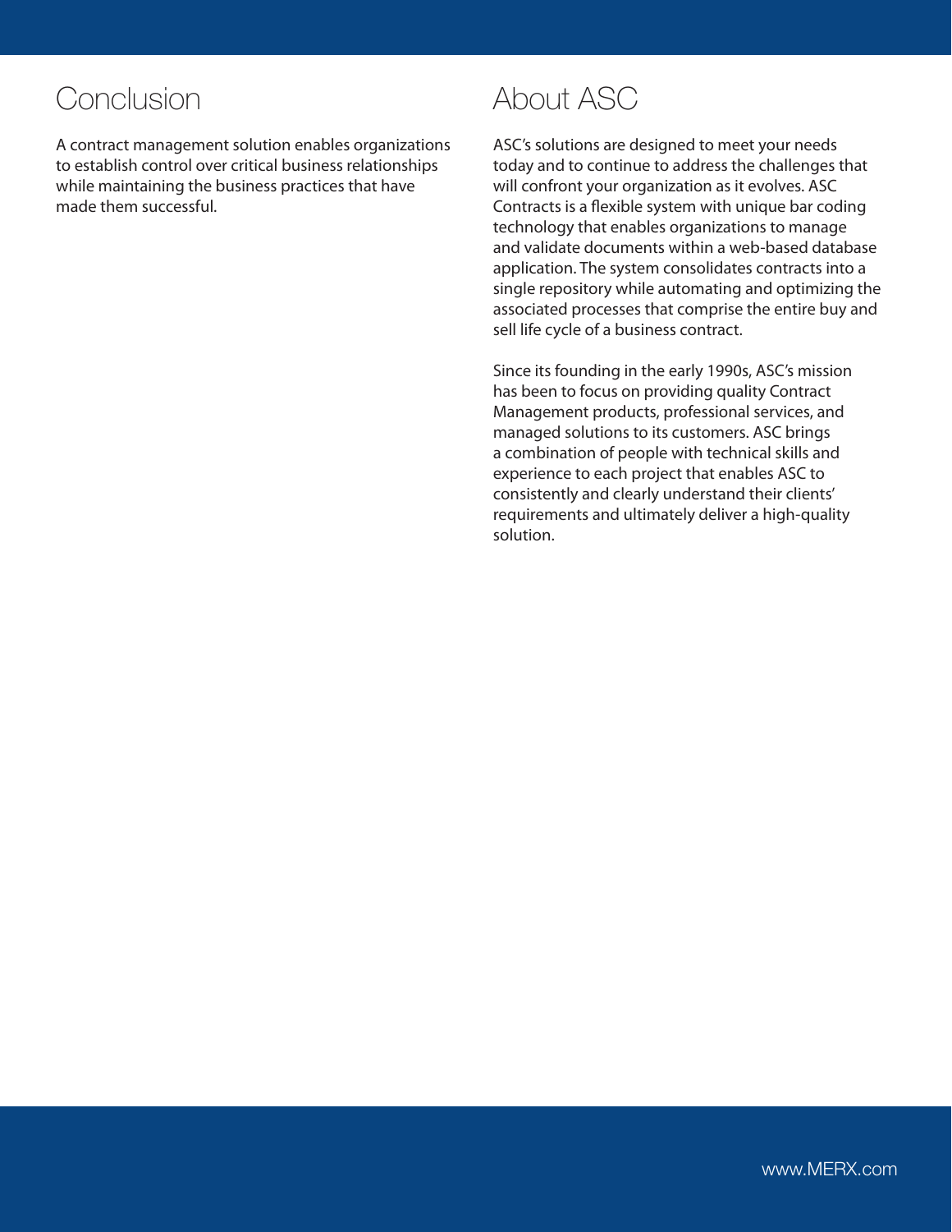## Conclusion

A contract management solution enables organizations to establish control over critical business relationships while maintaining the business practices that have made them successful.

## About ASC

ASC's solutions are designed to meet your needs today and to continue to address the challenges that will confront your organization as it evolves. ASC Contracts is a flexible system with unique bar coding technology that enables organizations to manage and validate documents within a web-based database application. The system consolidates contracts into a single repository while automating and optimizing the associated processes that comprise the entire buy and sell life cycle of a business contract.

Since its founding in the early 1990s, ASC's mission has been to focus on providing quality Contract Management products, professional services, and managed solutions to its customers. ASC brings a combination of people with technical skills and experience to each project that enables ASC to consistently and clearly understand their clients' requirements and ultimately deliver a high-quality solution.

www.MERX.com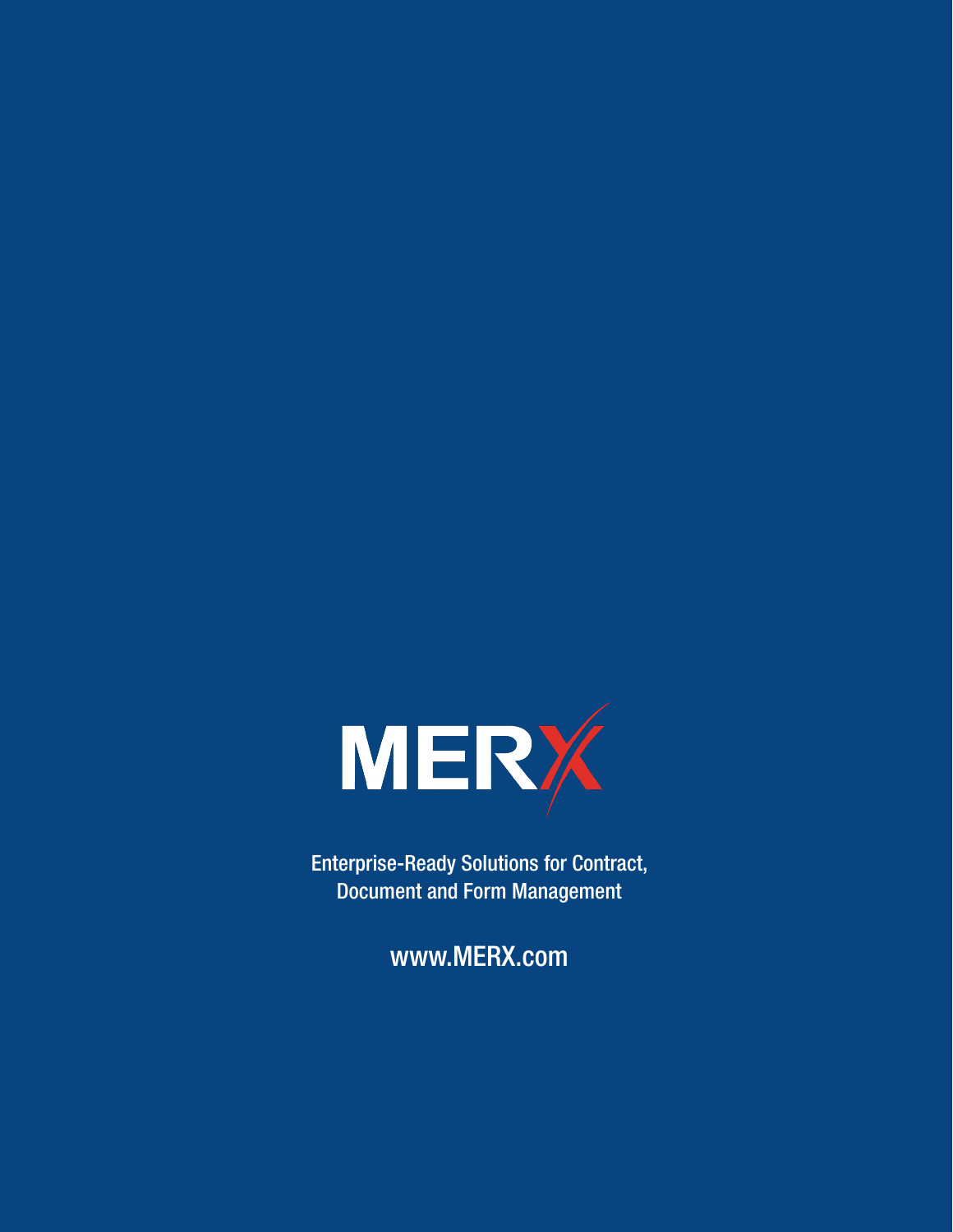MERX

Enterprise-Ready Solutions for Contract, Document and Form Management

www.MERX.com